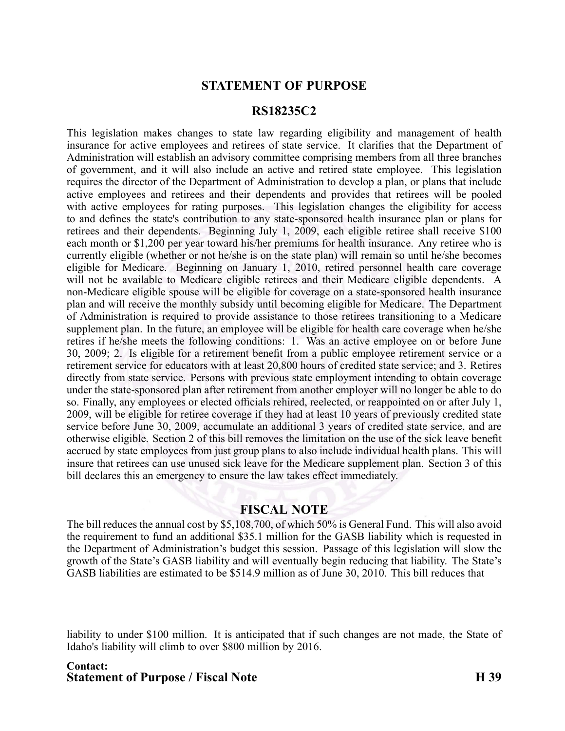## STATEMENT OF PURPOSE

## RS18235C2

This legislation makes changes to state law regarding eligibility and management of health insurance for active employees and retirees of state service. It clarifies that the Department of Administration will establish an advisory committee comprising members from all three branches of government, and it will also include an active and retired state employee. This legislation requires the director of the Department of Administration to develop a plan, or plans that include active employees and retirees and their dependents and provides that retirees will be pooled with active employees for rating purposes. This legislation changes the eligibility for access to and defines the state's contribution to any state-sponsored health insurance plan or plans for retirees and their dependents. Beginning July 1, 2009, each eligible retiree shall receive $100 each month or $1,200 per year toward his/her premiums for health insurance. Any retiree who is currently eligible (whether or not he/she is on the state plan) will remain so until he/she becomes eligible for Medicare. Beginning on January 1, 2010, retired personnel health care coverage will not be available to Medicare eligible retirees and their Medicare eligible dependents. A non-Medicare eligible spouse will be eligible for coverage on a state-sponsored health insurance plan and will receive the monthly subsidy until becoming eligible for Medicare. The Department of Administration is required to provide assistance to those retirees transitioning to a Medicare supplement plan. In the future, an employee will be eligible for health care coverage when he/she retires if he/she meets the following conditions: 1. Was an active employee on or before June 30, 2009; 2. Is eligible for a retirement benefit from a public employee retirement service or a retirement service for educators with at least 20,800 hours of credited state service; and 3. Retires directly from state service. Persons with previous state employment intending to obtain coverage under the state-sponsored plan after retirement from another employer will no longer be able to do so. Finally, any employees or elected officials rehired, reelected, or reappointed on or after July 1, 2009, will be eligible for retiree coverage if they had at least 10 years of previously credited state service before June 30, 2009, accumulate an additional 3 years of credited state service, and are otherwise eligible. Section 2 of this bill removes the limitation on the use of the sick leave benefit accrued by state employees from just group plans to also include individual health plans. This will insure that retirees can use unused sick leave for the Medicare supplement plan. Section 3 of this bill declares this an emergency to ensure the law takes effect immediately.

## FISCAL NOTE

The bill reduces the annual cost by $5,108,700, of which 50% is General Fund. This will also avoid the requirement to fund an additional $35.1 million for the GASB liability which is requested in the Department of Administration's budget this session. Passage of this legislation will slow the growth of the State's GASB liability and will eventually begin reducing that liability. The State's GASB liabilities are estimated to be $514.9 million as of June 30, 2010. This bill reduces that liability to under $100 million. It is anticipated that if such changes are not made, the State of Idaho's liability will climb to over $800 million by 2016.

**Contact:**

**Statement of Purpose / Fiscal Note** **H 39**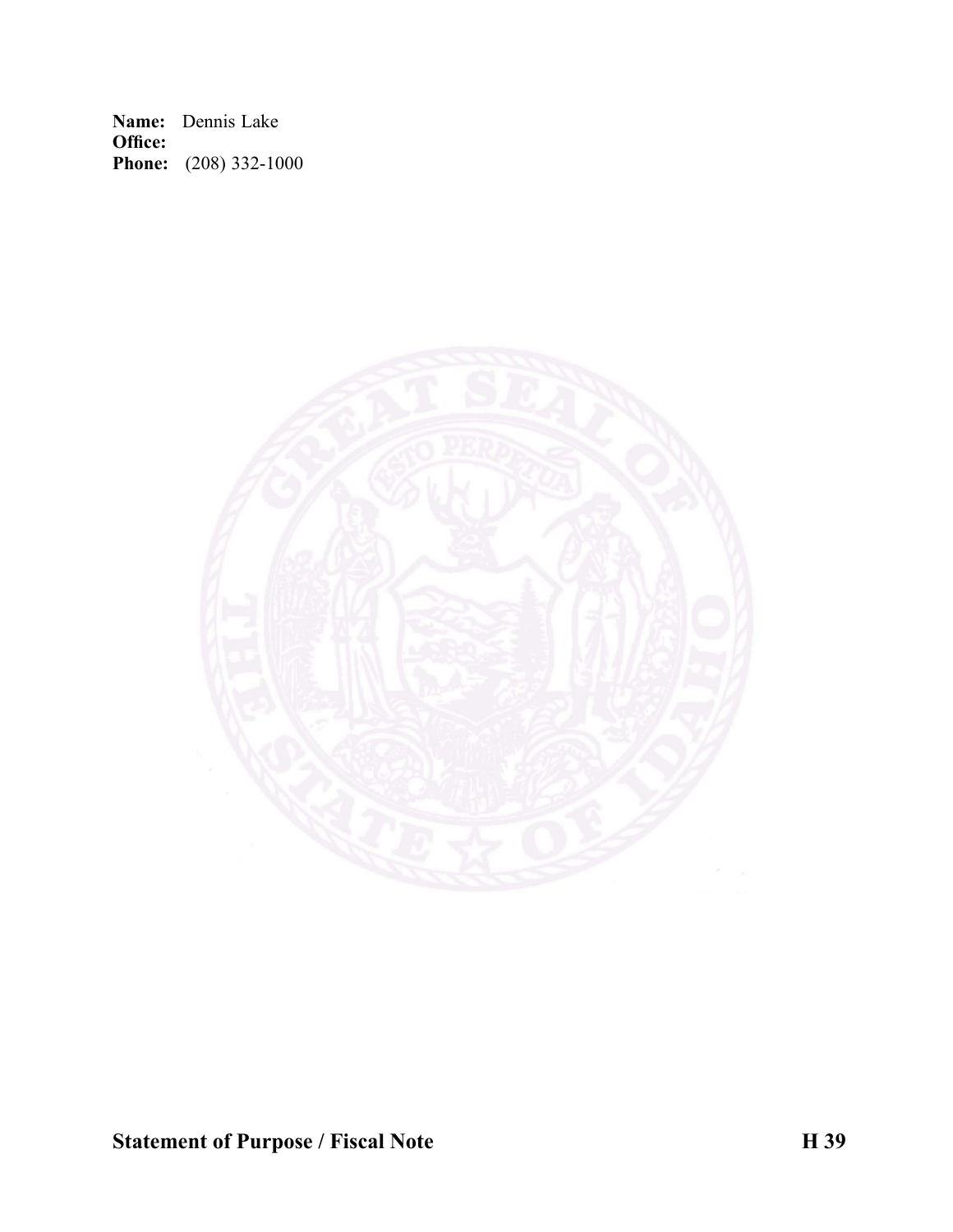**Name:** Dennis Lake
**Office:**
**Phone:** (208) 332-1000